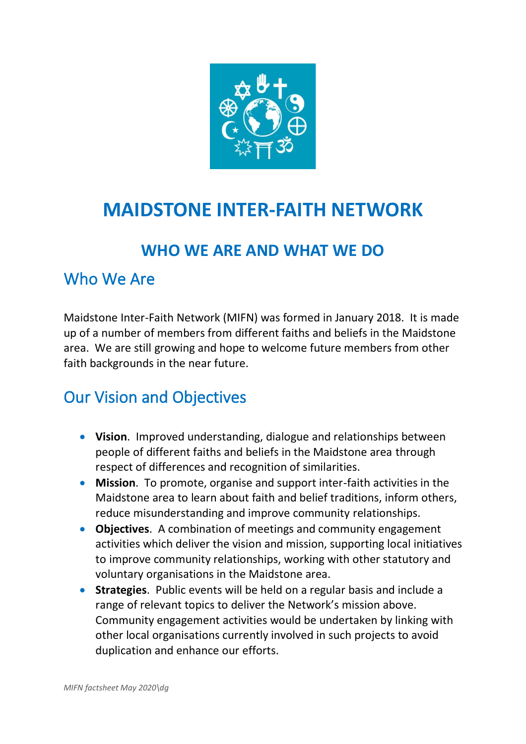# MAIDSTONE INTER-FAITH NETWORK

## WHO WE ARE AND WHAT WE DO

### Who We Are

Maidstone Inter-Faith Network (MIFN) was formed in January 2018. It is made up of a number of members from different faiths and beliefs in the Maidstone area. We are still growing and hope to welcome future members from other faith backgrounds in the near future.

### Our Vision and Objectives

- **Vision**. Improved understanding, dialogue and relationships between people of different faiths and beliefs in the Maidstone area through respect of differences and recognition of similarities.
- **Mission**. To promote, organise and support inter-faith activities in the Maidstone area to learn about faith and belief traditions, inform others, reduce misunderstanding and improve community relationships.
- **Objectives**. A combination of meetings and community engagement activities which deliver the vision and mission, supporting local initiatives to improve community relationships, working with other statutory and voluntary organisations in the Maidstone area.
- **Strategies**. Public events will be held on a regular basis and include a range of relevant topics to deliver the Network's mission above. Community engagement activities would be undertaken by linking with other local organisations currently involved in such projects to avoid duplication and enhance our efforts.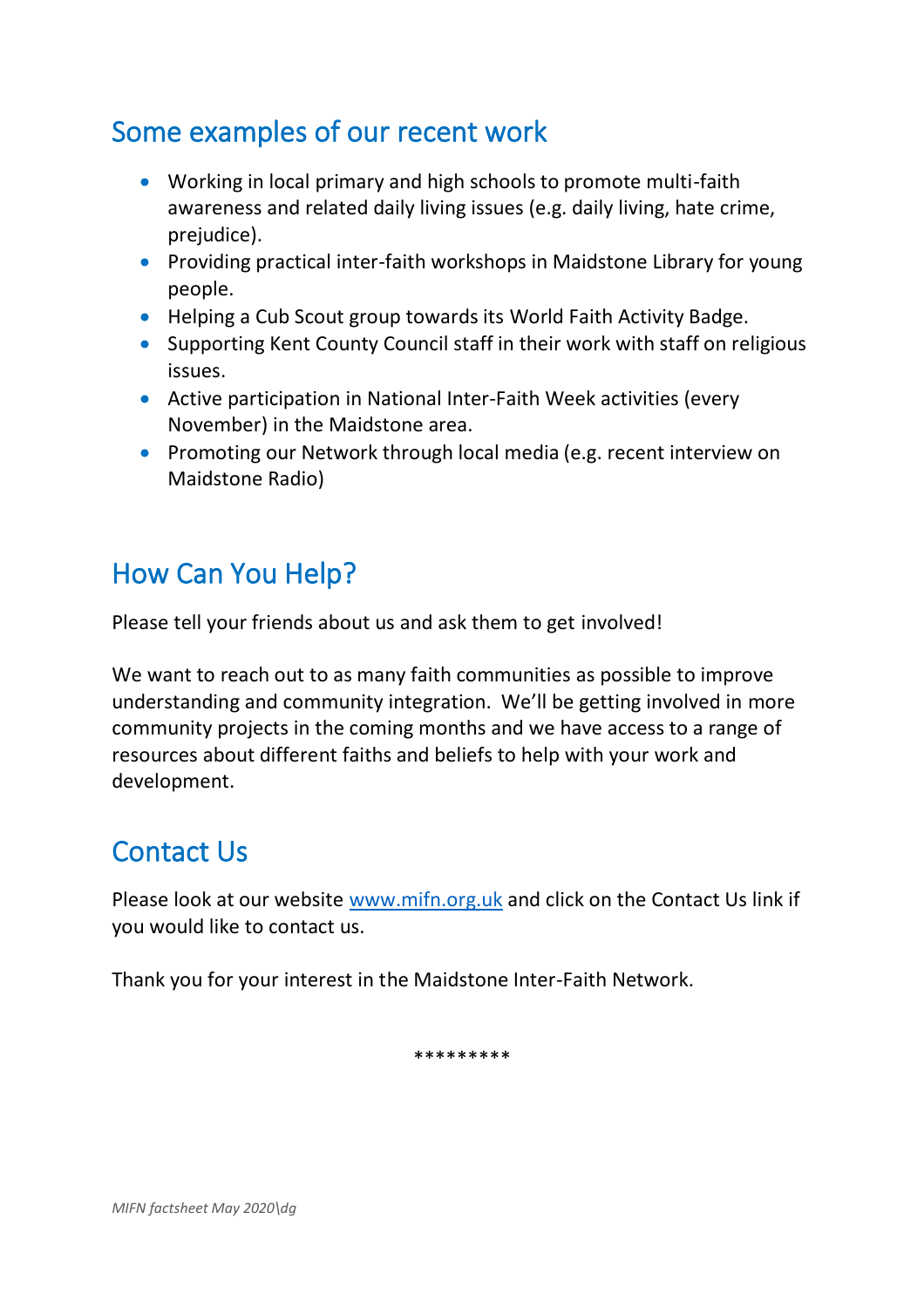## Some examples of our recent work

- Working in local primary and high schools to promote multi-faith awareness and related daily living issues (e.g. daily living, hate crime, prejudice).
- Providing practical inter-faith workshops in Maidstone Library for young people.
- Helping a Cub Scout group towards its World Faith Activity Badge.
- Supporting Kent County Council staff in their work with staff on religious issues.
- Active participation in National Inter-Faith Week activities (every November) in the Maidstone area.
- Promoting our Network through local media (e.g. recent interview on Maidstone Radio)

## How Can You Help?

Please tell your friends about us and ask them to get involved!

We want to reach out to as many faith communities as possible to improve understanding and community integration. We'll be getting involved in more community projects in the coming months and we have access to a range of resources about different faiths and beliefs to help with your work and development.

## Contact Us

Please look at our website [www.mifn.org.uk](http://www.mifn.org.uk) and click on the Contact Us link if you would like to contact us.

Thank you for your interest in the Maidstone Inter-Faith Network.

*********

*MIFN factsheet May 2020\dg*